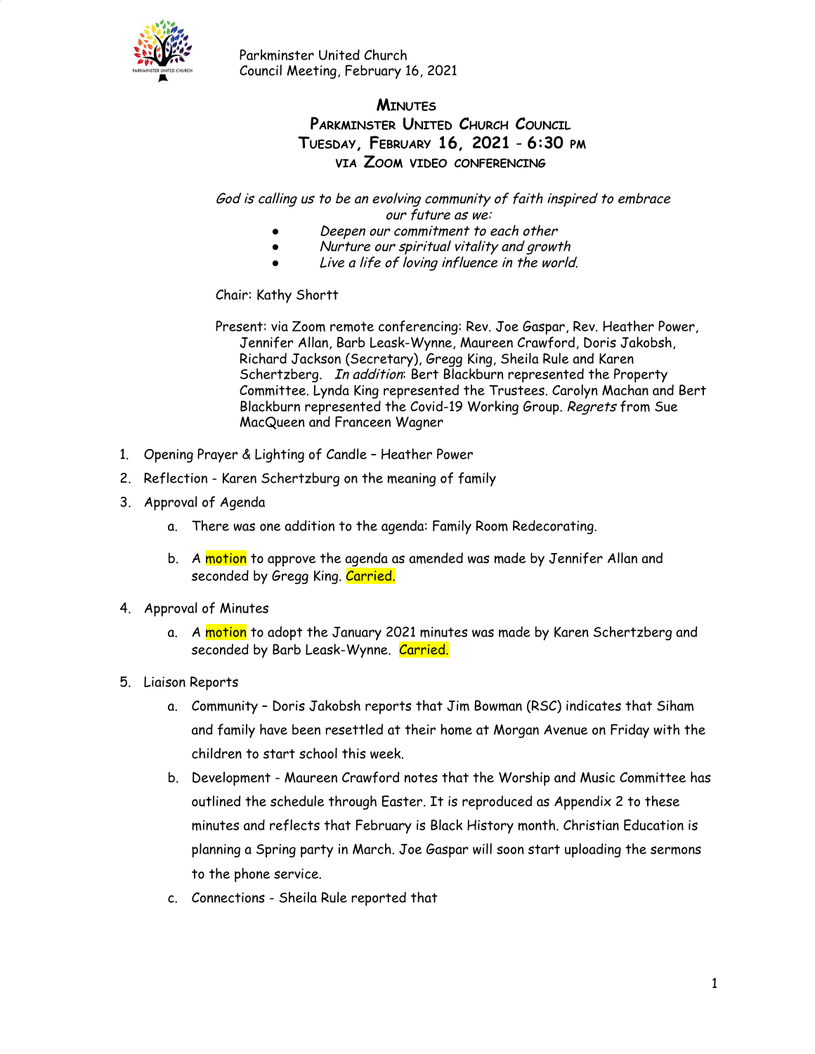Parkminster United Church
Council Meeting, February 16, 2021

# MINUTES
## PARKMINSTER UNITED CHURCH COUNCIL
## TUESDAY, FEBRUARY 16, 2021 - 6:30 PM
### VIA ZOOM VIDEO CONFERENCING

*God is calling us to be an evolving community of faith inspired to embrace our future as we:*

- *Deepen our commitment to each other*
- *Nurture our spiritual vitality and growth*
- *Live a life of loving influence in the world.*

Chair: Kathy Shortt

Present: via Zoom remote conferencing: Rev. Joe Gaspar, Rev. Heather Power, Jennifer Allan, Barb Leask-Wynne, Maureen Crawford, Doris Jakobsh, Richard Jackson (Secretary), Gregg King, Sheila Rule and Karen Schertzberg. *In addition*: Bert Blackburn represented the Property Committee. Lynda King represented the Trustees. Carolyn Machan and Bert Blackburn represented the Covid-19 Working Group. *Regrets* from Sue MacQueen and Franceen Wagner

1. Opening Prayer & Lighting of Candle – Heather Power
2. Reflection - Karen Schertzburg on the meaning of family
3. Approval of Agenda
   a. There was one addition to the agenda: Family Room Redecorating.
   b. A motion to approve the agenda as amended was made by Jennifer Allan and seconded by Gregg King. Carried.
4. Approval of Minutes
   a. A motion to adopt the January 2021 minutes was made by Karen Schertzberg and seconded by Barb Leask-Wynne. Carried.
5. Liaison Reports
   a. Community – Doris Jakobsh reports that Jim Bowman (RSC) indicates that Siham and family have been resettled at their home at Morgan Avenue on Friday with the children to start school this week.
   b. Development - Maureen Crawford notes that the Worship and Music Committee has outlined the schedule through Easter. It is reproduced as Appendix 2 to these minutes and reflects that February is Black History month. Christian Education is planning a Spring party in March. Joe Gaspar will soon start uploading the sermons to the phone service.
   c. Connections - Sheila Rule reported that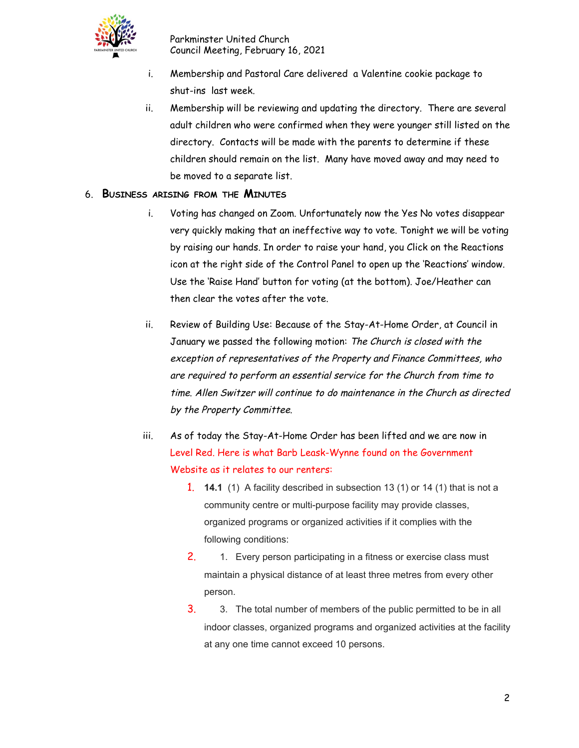i. Membership and Pastoral Care delivered a Valentine cookie package to shut-ins last week.

ii. Membership will be reviewing and updating the directory. There are several adult children who were confirmed when they were younger still listed on the directory. Contacts will be made with the parents to determine if these children should remain on the list. Many have moved away and may need to be moved to a separate list.

## 6. Business arising from the Minutes

i. Voting has changed on Zoom. Unfortunately now the Yes No votes disappear very quickly making that an ineffective way to vote. Tonight we will be voting by raising our hands. In order to raise your hand, you Click on the Reactions icon at the right side of the Control Panel to open up the 'Reactions' window. Use the 'Raise Hand' button for voting (at the bottom). Joe/Heather can then clear the votes after the vote.

ii. Review of Building Use: Because of the Stay-At-Home Order, at Council in January we passed the following motion: *The Church is closed with the exception of representatives of the Property and Finance Committees, who are required to perform an essential service for the Church from time to time. Allen Switzer will continue to do maintenance in the Church as directed by the Property Committee.*

iii. As of today the Stay-At-Home Order has been lifted and we are now in Level Red. Here is what Barb Leask-Wynne found on the Government Website as it relates to our renters:

1. **14.1** (1) A facility described in subsection 13 (1) or 14 (1) that is not a community centre or multi-purpose facility may provide classes, organized programs or organized activities if it complies with the following conditions:
2. 1. Every person participating in a fitness or exercise class must maintain a physical distance of at least three metres from every other person.
3. 3. The total number of members of the public permitted to be in all indoor classes, organized programs and organized activities at the facility at any one time cannot exceed 10 persons.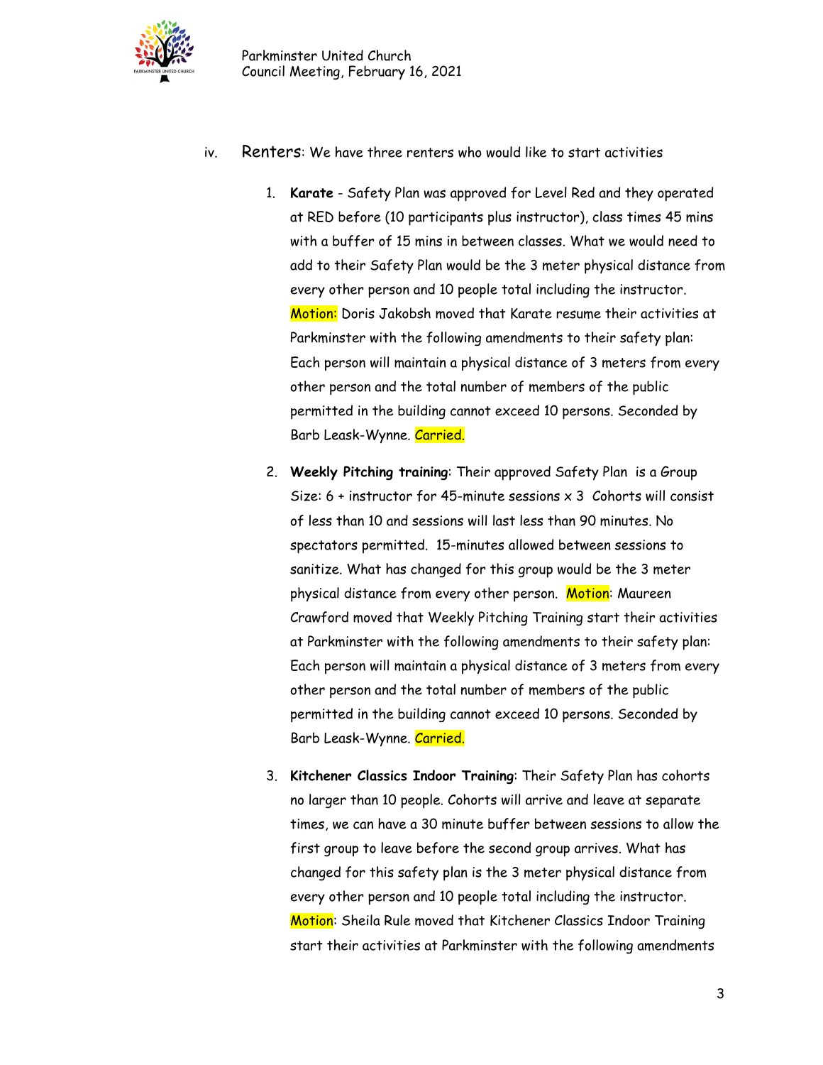iv. Renters: We have three renters who would like to start activities

1. **Karate** - Safety Plan was approved for Level Red and they operated at RED before (10 participants plus instructor), class times 45 mins with a buffer of 15 mins in between classes. What we would need to add to their Safety Plan would be the 3 meter physical distance from every other person and 10 people total including the instructor. Motion: Doris Jakobsh moved that Karate resume their activities at Parkminster with the following amendments to their safety plan: Each person will maintain a physical distance of 3 meters from every other person and the total number of members of the public permitted in the building cannot exceed 10 persons. Seconded by Barb Leask-Wynne. Carried.

2. **Weekly Pitching training**: Their approved Safety Plan is a Group Size: 6 + instructor for 45-minute sessions x 3 Cohorts will consist of less than 10 and sessions will last less than 90 minutes. No spectators permitted. 15-minutes allowed between sessions to sanitize. What has changed for this group would be the 3 meter physical distance from every other person. Motion: Maureen Crawford moved that Weekly Pitching Training start their activities at Parkminster with the following amendments to their safety plan: Each person will maintain a physical distance of 3 meters from every other person and the total number of members of the public permitted in the building cannot exceed 10 persons. Seconded by Barb Leask-Wynne. Carried.

3. **Kitchener Classics Indoor Training**: Their Safety Plan has cohorts no larger than 10 people. Cohorts will arrive and leave at separate times, we can have a 30 minute buffer between sessions to allow the first group to leave before the second group arrives. What has changed for this safety plan is the 3 meter physical distance from every other person and 10 people total including the instructor. Motion: Sheila Rule moved that Kitchener Classics Indoor Training start their activities at Parkminster with the following amendments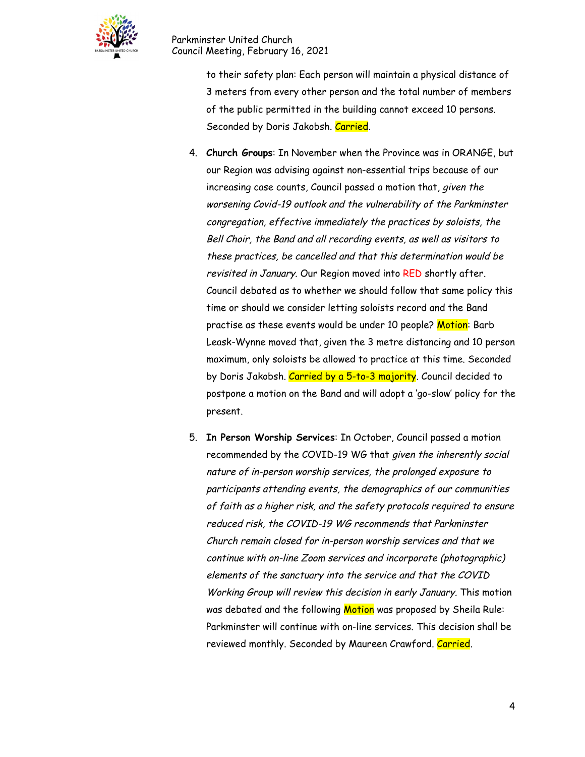to their safety plan: Each person will maintain a physical distance of 3 meters from every other person and the total number of members of the public permitted in the building cannot exceed 10 persons. Seconded by Doris Jakobsh. Carried.

4. **Church Groups**: In November when the Province was in ORANGE, but our Region was advising against non-essential trips because of our increasing case counts, Council passed a motion that, *given the worsening Covid-19 outlook and the vulnerability of the Parkminster congregation, effective immediately the practices by soloists, the Bell Choir, the Band and all recording events, as well as visitors to these practices, be cancelled and that this determination would be revisited in January*. Our Region moved into RED shortly after. Council debated as to whether we should follow that same policy this time or should we consider letting soloists record and the Band practise as these events would be under 10 people? Motion: Barb Leask-Wynne moved that, given the 3 metre distancing and 10 person maximum, only soloists be allowed to practice at this time. Seconded by Doris Jakobsh. Carried by a 5-to-3 majority. Council decided to postpone a motion on the Band and will adopt a 'go-slow' policy for the present.

5. **In Person Worship Services**: In October, Council passed a motion recommended by the COVID-19 WG that *given the inherently social nature of in-person worship services, the prolonged exposure to participants attending events, the demographics of our communities of faith as a higher risk, and the safety protocols required to ensure reduced risk, the COVID-19 WG recommends that Parkminster Church remain closed for in-person worship services and that we continue with on-line Zoom services and incorporate (photographic) elements of the sanctuary into the service and that the COVID Working Group will review this decision in early January.* This motion was debated and the following Motion was proposed by Sheila Rule: Parkminster will continue with on-line services. This decision shall be reviewed monthly. Seconded by Maureen Crawford. Carried.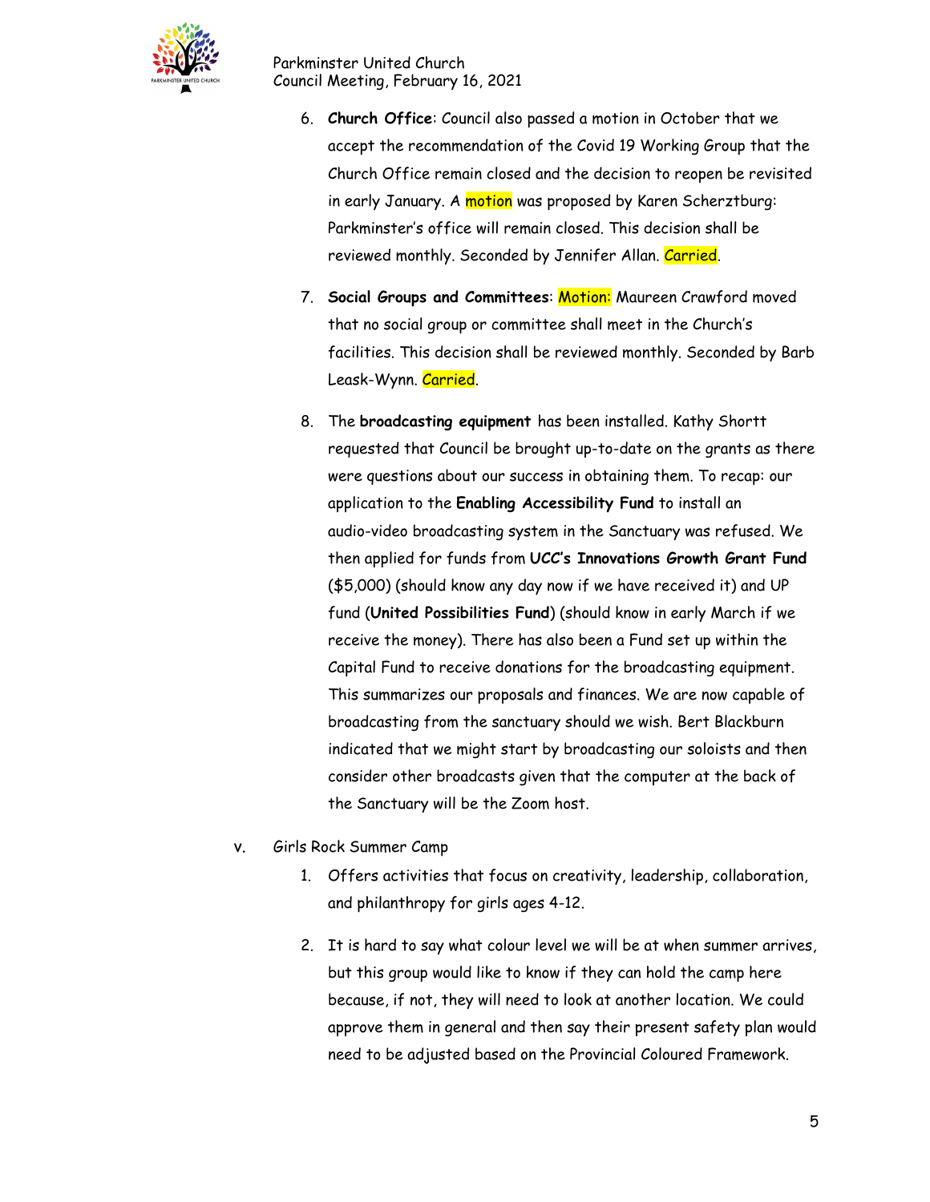6. **Church Office**: Council also passed a motion in October that we accept the recommendation of the Covid 19 Working Group that the Church Office remain closed and the decision to reopen be revisited in early January. A motion was proposed by Karen Scherztburg: Parkminster's office will remain closed. This decision shall be reviewed monthly. Seconded by Jennifer Allan. Carried.

7. **Social Groups and Committees**: Motion: Maureen Crawford moved that no social group or committee shall meet in the Church's facilities. This decision shall be reviewed monthly. Seconded by Barb Leask-Wynn. Carried.

8. The **broadcasting equipment** has been installed. Kathy Shortt requested that Council be brought up-to-date on the grants as there were questions about our success in obtaining them. To recap: our application to the **Enabling Accessibility Fund** to install an audio-video broadcasting system in the Sanctuary was refused. We then applied for funds from **UCC's Innovations Growth Grant Fund** ($5,000) (should know any day now if we have received it) and UP fund (**United Possibilities Fund**) (should know in early March if we receive the money). There has also been a Fund set up within the Capital Fund to receive donations for the broadcasting equipment. This summarizes our proposals and finances. We are now capable of broadcasting from the sanctuary should we wish. Bert Blackburn indicated that we might start by broadcasting our soloists and then consider other broadcasts given that the computer at the back of the Sanctuary will be the Zoom host.

v. Girls Rock Summer Camp

1. Offers activities that focus on creativity, leadership, collaboration, and philanthropy for girls ages 4-12.

2. It is hard to say what colour level we will be at when summer arrives, but this group would like to know if they can hold the camp here because, if not, they will need to look at another location. We could approve them in general and then say their present safety plan would need to be adjusted based on the Provincial Coloured Framework.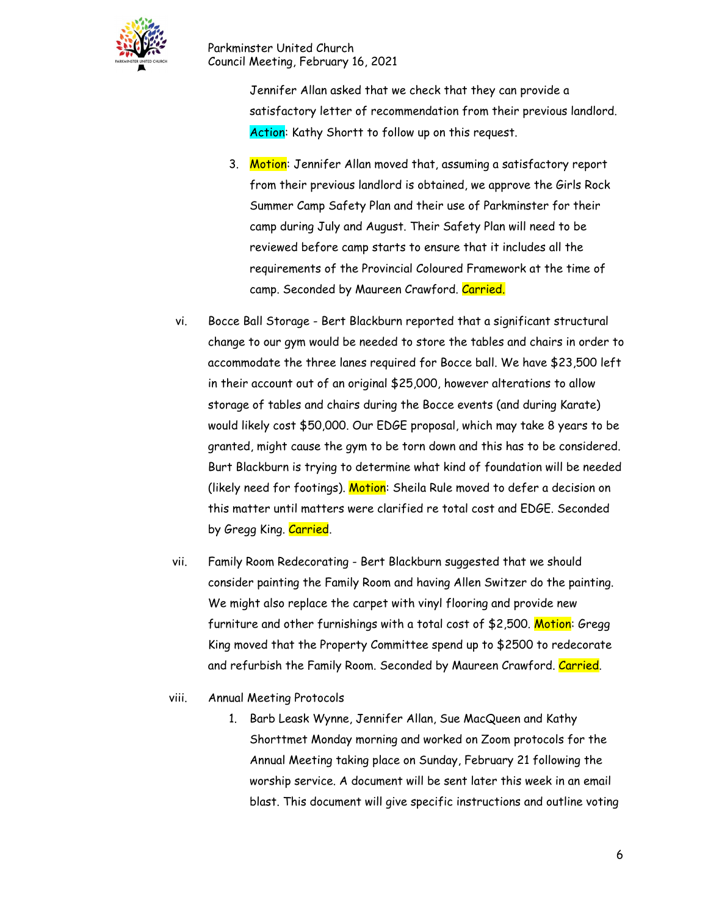Jennifer Allan asked that we check that they can provide a satisfactory letter of recommendation from their previous landlord. Action: Kathy Shortt to follow up on this request.

3. Motion: Jennifer Allan moved that, assuming a satisfactory report from their previous landlord is obtained, we approve the Girls Rock Summer Camp Safety Plan and their use of Parkminster for their camp during July and August. Their Safety Plan will need to be reviewed before camp starts to ensure that it includes all the requirements of the Provincial Coloured Framework at the time of camp. Seconded by Maureen Crawford. Carried.

vi. Bocce Ball Storage - Bert Blackburn reported that a significant structural change to our gym would be needed to store the tables and chairs in order to accommodate the three lanes required for Bocce ball. We have $23,500 left in their account out of an original $25,000, however alterations to allow storage of tables and chairs during the Bocce events (and during Karate) would likely cost $50,000. Our EDGE proposal, which may take 8 years to be granted, might cause the gym to be torn down and this has to be considered. Burt Blackburn is trying to determine what kind of foundation will be needed (likely need for footings). Motion: Sheila Rule moved to defer a decision on this matter until matters were clarified re total cost and EDGE. Seconded by Gregg King. Carried.

vii. Family Room Redecorating - Bert Blackburn suggested that we should consider painting the Family Room and having Allen Switzer do the painting. We might also replace the carpet with vinyl flooring and provide new furniture and other furnishings with a total cost of $2,500. Motion: Gregg King moved that the Property Committee spend up to $2500 to redecorate and refurbish the Family Room. Seconded by Maureen Crawford. Carried.

viii. Annual Meeting Protocols

1. Barb Leask Wynne, Jennifer Allan, Sue MacQueen and Kathy Shorttmet Monday morning and worked on Zoom protocols for the Annual Meeting taking place on Sunday, February 21 following the worship service. A document will be sent later this week in an email blast. This document will give specific instructions and outline voting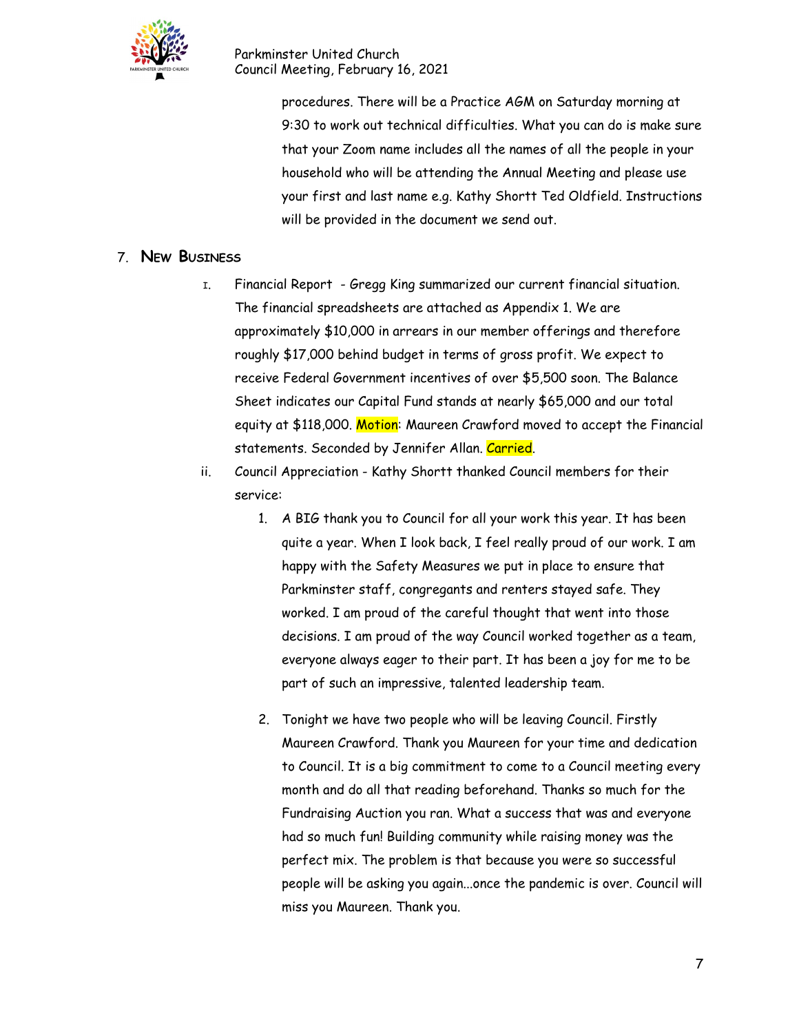procedures. There will be a Practice AGM on Saturday morning at 9:30 to work out technical difficulties. What you can do is make sure that your Zoom name includes all the names of all the people in your household who will be attending the Annual Meeting and please use your first and last name e.g. Kathy Shortt Ted Oldfield. Instructions will be provided in the document we send out.

## 7. New Business

I. Financial Report - Gregg King summarized our current financial situation. The financial spreadsheets are attached as Appendix 1. We are approximately $10,000 in arrears in our member offerings and therefore roughly $17,000 behind budget in terms of gross profit. We expect to receive Federal Government incentives of over $5,500 soon. The Balance Sheet indicates our Capital Fund stands at nearly $65,000 and our total equity at $118,000. Motion: Maureen Crawford moved to accept the Financial statements. Seconded by Jennifer Allan. Carried.

ii. Council Appreciation - Kathy Shortt thanked Council members for their service:

1. A BIG thank you to Council for all your work this year. It has been quite a year. When I look back, I feel really proud of our work. I am happy with the Safety Measures we put in place to ensure that Parkminster staff, congregants and renters stayed safe. They worked. I am proud of the careful thought that went into those decisions. I am proud of the way Council worked together as a team, everyone always eager to their part. It has been a joy for me to be part of such an impressive, talented leadership team.

2. Tonight we have two people who will be leaving Council. Firstly Maureen Crawford. Thank you Maureen for your time and dedication to Council. It is a big commitment to come to a Council meeting every month and do all that reading beforehand. Thanks so much for the Fundraising Auction you ran. What a success that was and everyone had so much fun! Building community while raising money was the perfect mix. The problem is that because you were so successful people will be asking you again...once the pandemic is over. Council will miss you Maureen. Thank you.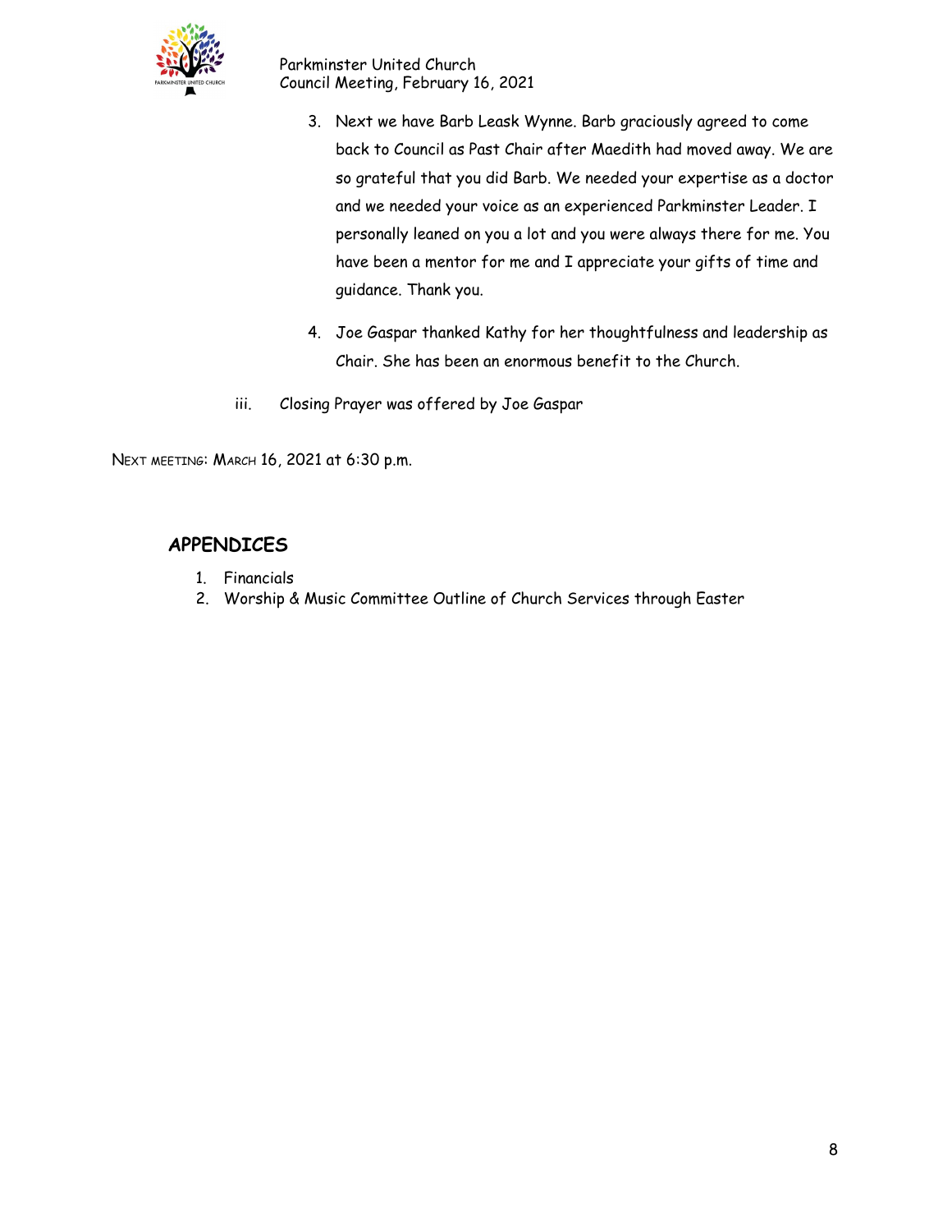3. Next we have Barb Leask Wynne. Barb graciously agreed to come back to Council as Past Chair after Maedith had moved away. We are so grateful that you did Barb. We needed your expertise as a doctor and we needed your voice as an experienced Parkminster Leader. I personally leaned on you a lot and you were always there for me. You have been a mentor for me and I appreciate your gifts of time and guidance. Thank you.

4. Joe Gaspar thanked Kathy for her thoughtfulness and leadership as Chair. She has been an enormous benefit to the Church.

iii. Closing Prayer was offered by Joe Gaspar

NEXT MEETING: MARCH 16, 2021 at 6:30 p.m.

## APPENDICES

1. Financials
2. Worship & Music Committee Outline of Church Services through Easter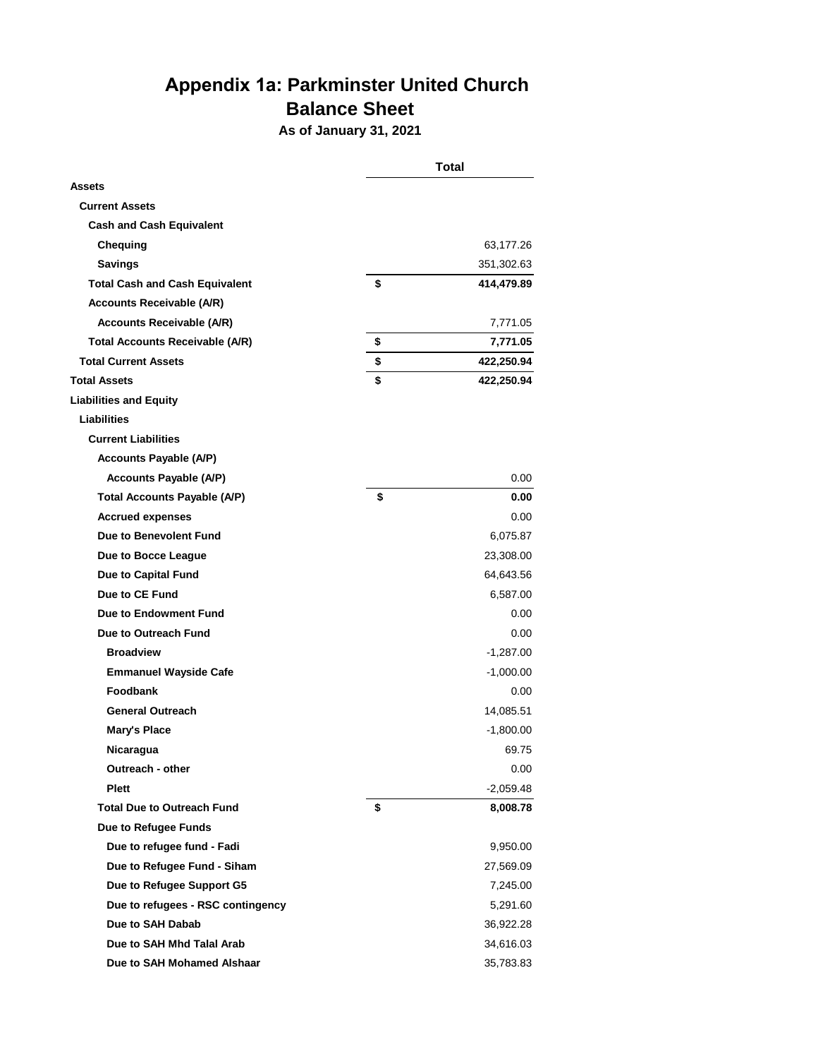# Appendix 1a: Parkminster United Church
## Balance Sheet
### As of January 31, 2021

| | | Total |
|---|---|---|
| **Assets** | | |
| **Current Assets** | | |
| **Cash and Cash Equivalent** | | |
| **Chequing** | | 63,177.26 |
| **Savings** | | 351,302.63 |
| **Total Cash and Cash Equivalent** | **$** | **414,479.89** |
| **Accounts Receivable (A/R)** | | |
| **Accounts Receivable (A/R)** | | 7,771.05 |
| **Total Accounts Receivable (A/R)** | **$** | **7,771.05** |
| **Total Current Assets** | **$** | **422,250.94** |
| **Total Assets** | **$** | **422,250.94** |
| **Liabilities and Equity** | | |
| **Liabilities** | | |
| **Current Liabilities** | | |
| **Accounts Payable (A/P)** | | |
| **Accounts Payable (A/P)** | | 0.00 |
| **Total Accounts Payable (A/P)** | **$** | **0.00** |
| **Accrued expenses** | | 0.00 |
| **Due to Benevolent Fund** | | 6,075.87 |
| **Due to Bocce League** | | 23,308.00 |
| **Due to Capital Fund** | | 64,643.56 |
| **Due to CE Fund** | | 6,587.00 |
| **Due to Endowment Fund** | | 0.00 |
| **Due to Outreach Fund** | | 0.00 |
| **Broadview** | | -1,287.00 |
| **Emmanuel Wayside Cafe** | | -1,000.00 |
| **Foodbank** | | 0.00 |
| **General Outreach** | | 14,085.51 |
| **Mary's Place** | | -1,800.00 |
| **Nicaragua** | | 69.75 |
| **Outreach - other** | | 0.00 |
| **Plett** | | -2,059.48 |
| **Total Due to Outreach Fund** | **$** | **8,008.78** |
| **Due to Refugee Funds** | | |
| **Due to refugee fund - Fadi** | | 9,950.00 |
| **Due to Refugee Fund - Siham** | | 27,569.09 |
| **Due to Refugee Support G5** | | 7,245.00 |
| **Due to refugees - RSC contingency** | | 5,291.60 |
| **Due to SAH Dabab** | | 36,922.28 |
| **Due to SAH Mhd Talal Arab** | | 34,616.03 |
| **Due to SAH Mohamed Alshaar** | | 35,783.83 |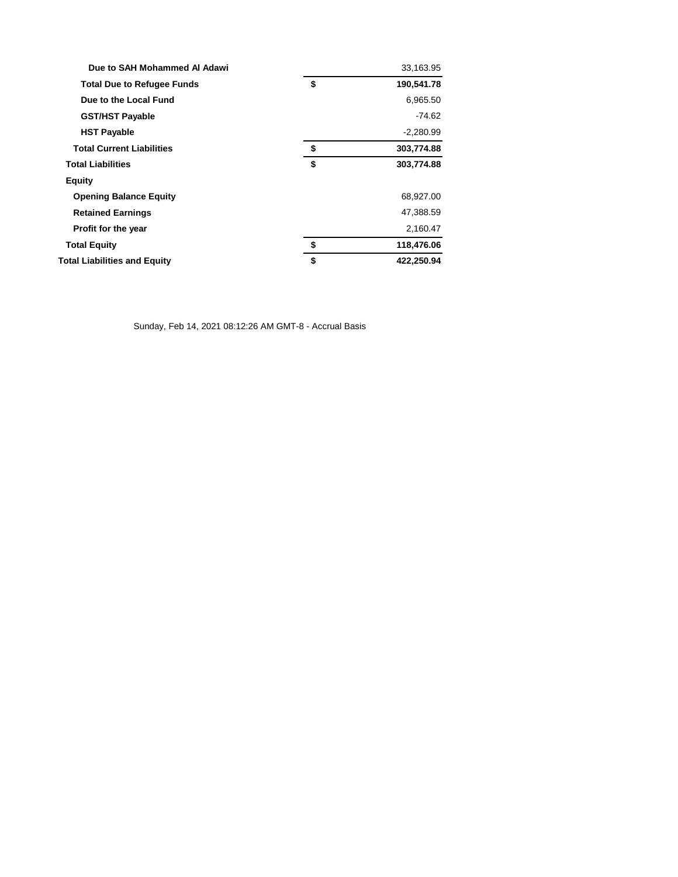| | | |
|---|---|---|
| **Due to SAH Mohammed Al Adawi** | | 33,163.95 |
| **Total Due to Refugee Funds** | **$** | **190,541.78** |
| **Due to the Local Fund** | | 6,965.50 |
| **GST/HST Payable** | | -74.62 |
| **HST Payable** | | -2,280.99 |
| **Total Current Liabilities** | **$** | **303,774.88** |
| **Total Liabilities** | **$** | **303,774.88** |
| **Equity** | | |
| **Opening Balance Equity** | | 68,927.00 |
| **Retained Earnings** | | 47,388.59 |
| **Profit for the year** | | 2,160.47 |
| **Total Equity** | **$** | **118,476.06** |
| **Total Liabilities and Equity** | **$** | **422,250.94** |

Sunday, Feb 14, 2021 08:12:26 AM GMT-8 - Accrual Basis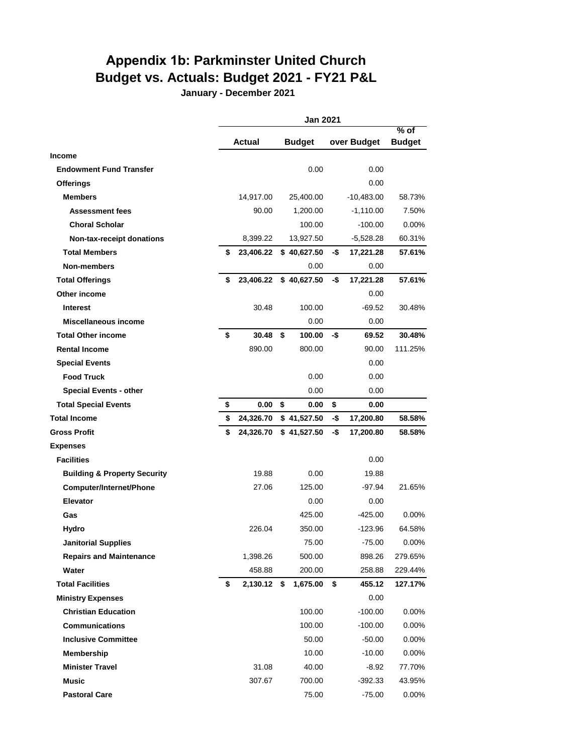# Appendix 1b: Parkminster United Church
# Budget vs. Actuals: Budget 2021 - FY21 P&L

**January - December 2021**

| | Jan 2021 | | | |
|---|---|---|---|---|
| | **Actual** | **Budget** | **over Budget** | **% of Budget** |
| **Income** | | | | |
| **Endowment Fund Transfer** | | 0.00 | 0.00 | |
| **Offerings** | | | 0.00 | |
| **Members** | 14,917.00 | 25,400.00 | -10,483.00 | 58.73% |
| **Assessment fees** | 90.00 | 1,200.00 | -1,110.00 | 7.50% |
| **Choral Scholar** | | 100.00 | -100.00 | 0.00% |
| **Non-tax-receipt donations** | 8,399.22 | 13,927.50 | -5,528.28 | 60.31% |
| **Total Members** | **$ 23,406.22** | **$ 40,627.50** | **-$ 17,221.28** | **57.61%** |
| **Non-members** | | 0.00 | 0.00 | |
| **Total Offerings** | **$ 23,406.22** | **$ 40,627.50** | **-$ 17,221.28** | **57.61%** |
| **Other income** | | | 0.00 | |
| **Interest** | 30.48 | 100.00 | -69.52 | 30.48% |
| **Miscellaneous income** | | 0.00 | 0.00 | |
| **Total Other income** | **$ 30.48** | **$ 100.00** | **-$ 69.52** | **30.48%** |
| **Rental Income** | 890.00 | 800.00 | 90.00 | 111.25% |
| **Special Events** | | | 0.00 | |
| **Food Truck** | | 0.00 | 0.00 | |
| **Special Events - other** | | 0.00 | 0.00 | |
| **Total Special Events** | **$ 0.00** | **$ 0.00** | **$ 0.00** | |
| **Total Income** | **$ 24,326.70** | **$ 41,527.50** | **-$ 17,200.80** | **58.58%** |
| **Gross Profit** | **$ 24,326.70** | **$ 41,527.50** | **-$ 17,200.80** | **58.58%** |
| **Expenses** | | | | |
| **Facilities** | | | 0.00 | |
| **Building & Property Security** | 19.88 | 0.00 | 19.88 | |
| **Computer/Internet/Phone** | 27.06 | 125.00 | -97.94 | 21.65% |
| **Elevator** | | 0.00 | 0.00 | |
| **Gas** | | 425.00 | -425.00 | 0.00% |
| **Hydro** | 226.04 | 350.00 | -123.96 | 64.58% |
| **Janitorial Supplies** | | 75.00 | -75.00 | 0.00% |
| **Repairs and Maintenance** | 1,398.26 | 500.00 | 898.26 | 279.65% |
| **Water** | 458.88 | 200.00 | 258.88 | 229.44% |
| **Total Facilities** | **$ 2,130.12** | **$ 1,675.00** | **$ 455.12** | **127.17%** |
| **Ministry Expenses** | | | 0.00 | |
| **Christian Education** | | 100.00 | -100.00 | 0.00% |
| **Communications** | | 100.00 | -100.00 | 0.00% |
| **Inclusive Committee** | | 50.00 | -50.00 | 0.00% |
| **Membership** | | 10.00 | -10.00 | 0.00% |
| **Minister Travel** | 31.08 | 40.00 | -8.92 | 77.70% |
| **Music** | 307.67 | 700.00 | -392.33 | 43.95% |
| **Pastoral Care** | | 75.00 | -75.00 | 0.00% |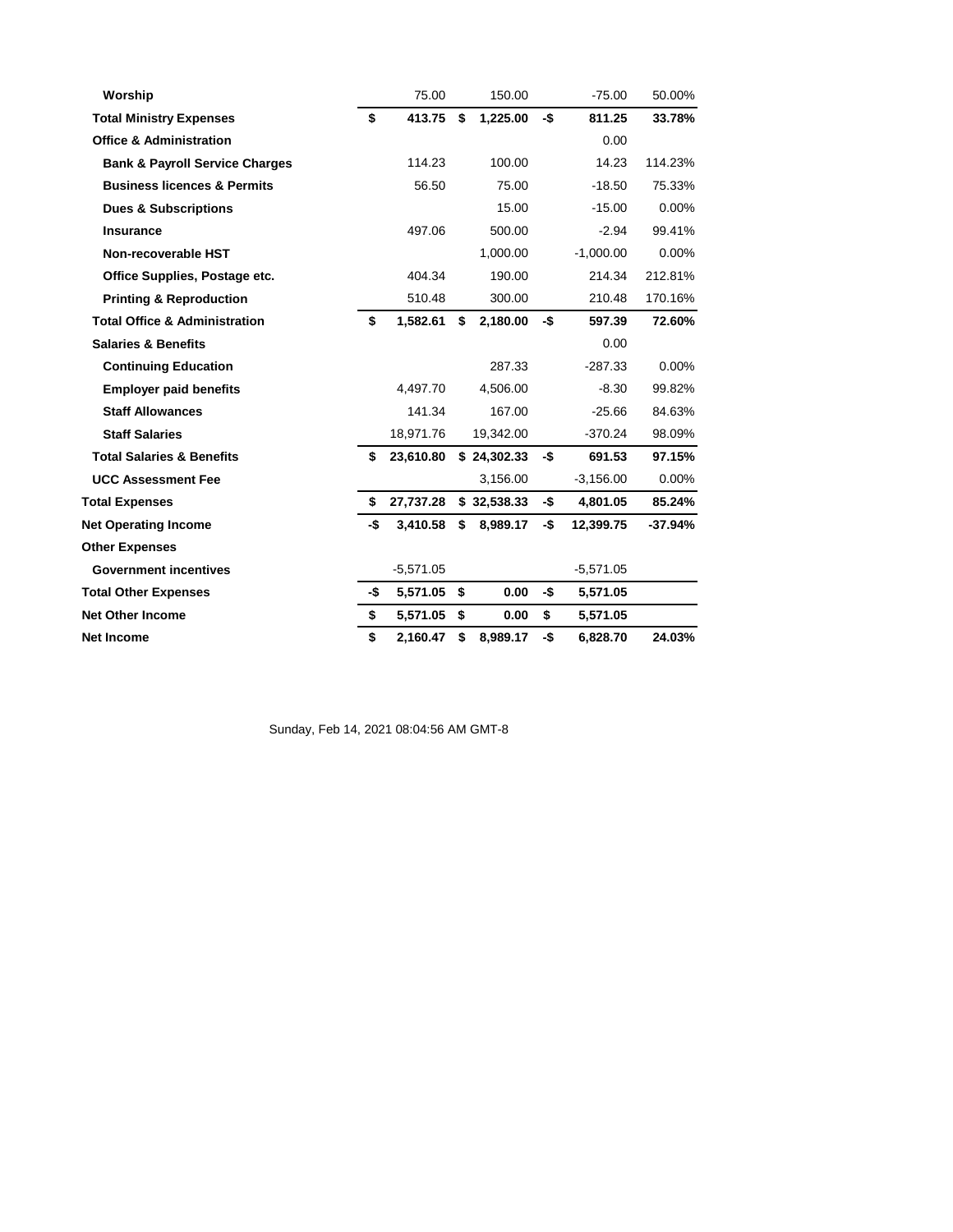| | | | |
|---|---|---|---|
| **Worship** | 75.00 | 150.00 | -75.00 | 50.00% |
| **Total Ministry Expenses** | **$ 413.75** | **$ 1,225.00** | **-$ 811.25** | **33.78%** |
| **Office & Administration** | | | 0.00 | |
| **Bank & Payroll Service Charges** | 114.23 | 100.00 | 14.23 | 114.23% |
| **Business licences & Permits** | 56.50 | 75.00 | -18.50 | 75.33% |
| **Dues & Subscriptions** | | 15.00 | -15.00 | 0.00% |
| **Insurance** | 497.06 | 500.00 | -2.94 | 99.41% |
| **Non-recoverable HST** | | 1,000.00 | -1,000.00 | 0.00% |
| **Office Supplies, Postage etc.** | 404.34 | 190.00 | 214.34 | 212.81% |
| **Printing & Reproduction** | 510.48 | 300.00 | 210.48 | 170.16% |
| **Total Office & Administration** | **$ 1,582.61** | **$ 2,180.00** | **-$ 597.39** | **72.60%** |
| **Salaries & Benefits** | | | 0.00 | |
| **Continuing Education** | | 287.33 | -287.33 | 0.00% |
| **Employer paid benefits** | 4,497.70 | 4,506.00 | -8.30 | 99.82% |
| **Staff Allowances** | 141.34 | 167.00 | -25.66 | 84.63% |
| **Staff Salaries** | 18,971.76 | 19,342.00 | -370.24 | 98.09% |
| **Total Salaries & Benefits** | **$ 23,610.80** | **$ 24,302.33** | **-$ 691.53** | **97.15%** |
| **UCC Assessment Fee** | | 3,156.00 | -3,156.00 | 0.00% |
| **Total Expenses** | **$ 27,737.28** | **$ 32,538.33** | **-$ 4,801.05** | **85.24%** |
| **Net Operating Income** | **-$ 3,410.58** | **$ 8,989.17** | **-$ 12,399.75** | **-37.94%** |
| **Other Expenses** | | | | |
| **Government incentives** | -5,571.05 | | -5,571.05 | |
| **Total Other Expenses** | **-$ 5,571.05** | **$ 0.00** | **-$ 5,571.05** | |
| **Net Other Income** | **$ 5,571.05** | **$ 0.00** | **$ 5,571.05** | |
| **Net Income** | **$ 2,160.47** | **$ 8,989.17** | **-$ 6,828.70** | **24.03%** |

Sunday, Feb 14, 2021 08:04:56 AM GMT-8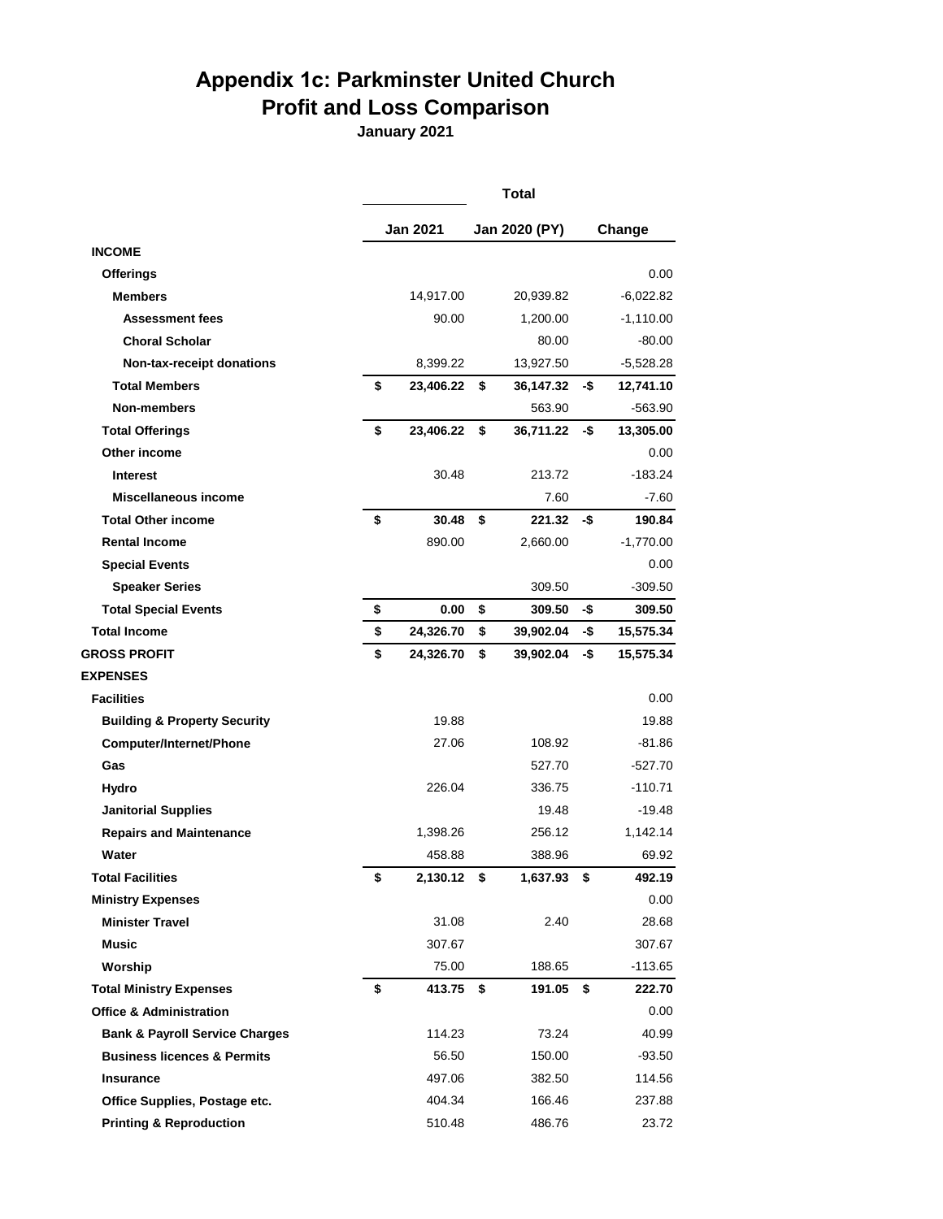# Appendix 1c: Parkminster United Church
## Profit and Loss Comparison
**January 2021**

| | Total | | |
|---|---|---|---|
| | **Jan 2021** | **Jan 2020 (PY)** | **Change** |
| **INCOME** | | | |
| **Offerings** | | | 0.00 |
| **Members** | 14,917.00 | 20,939.82 | -6,022.82 |
| **Assessment fees** | 90.00 | 1,200.00 | -1,110.00 |
| **Choral Scholar** | | 80.00 | -80.00 |
| **Non-tax-receipt donations** | 8,399.22 | 13,927.50 | -5,528.28 |
| **Total Members** | **$ 23,406.22** | **$ 36,147.32** | **-$ 12,741.10** |
| **Non-members** | | 563.90 | -563.90 |
| **Total Offerings** | **$ 23,406.22** | **$ 36,711.22** | **-$ 13,305.00** |
| **Other income** | | | 0.00 |
| **Interest** | 30.48 | 213.72 | -183.24 |
| **Miscellaneous income** | | 7.60 | -7.60 |
| **Total Other income** | **$ 30.48** | **$ 221.32** | **-$ 190.84** |
| **Rental Income** | 890.00 | 2,660.00 | -1,770.00 |
| **Special Events** | | | 0.00 |
| **Speaker Series** | | 309.50 | -309.50 |
| **Total Special Events** | **$ 0.00** | **$ 309.50** | **-$ 309.50** |
| **Total Income** | **$ 24,326.70** | **$ 39,902.04** | **-$ 15,575.34** |
| **GROSS PROFIT** | **$ 24,326.70** | **$ 39,902.04** | **-$ 15,575.34** |
| **EXPENSES** | | | |
| **Facilities** | | | 0.00 |
| **Building & Property Security** | 19.88 | | 19.88 |
| **Computer/Internet/Phone** | 27.06 | 108.92 | -81.86 |
| **Gas** | | 527.70 | -527.70 |
| **Hydro** | 226.04 | 336.75 | -110.71 |
| **Janitorial Supplies** | | 19.48 | -19.48 |
| **Repairs and Maintenance** | 1,398.26 | 256.12 | 1,142.14 |
| **Water** | 458.88 | 388.96 | 69.92 |
| **Total Facilities** | **$ 2,130.12** | **$ 1,637.93** | **$ 492.19** |
| **Ministry Expenses** | | | 0.00 |
| **Minister Travel** | 31.08 | 2.40 | 28.68 |
| **Music** | 307.67 | | 307.67 |
| **Worship** | 75.00 | 188.65 | -113.65 |
| **Total Ministry Expenses** | **$ 413.75** | **$ 191.05** | **$ 222.70** |
| **Office & Administration** | | | 0.00 |
| **Bank & Payroll Service Charges** | 114.23 | 73.24 | 40.99 |
| **Business licences & Permits** | 56.50 | 150.00 | -93.50 |
| **Insurance** | 497.06 | 382.50 | 114.56 |
| **Office Supplies, Postage etc.** | 404.34 | 166.46 | 237.88 |
| **Printing & Reproduction** | 510.48 | 486.76 | 23.72 |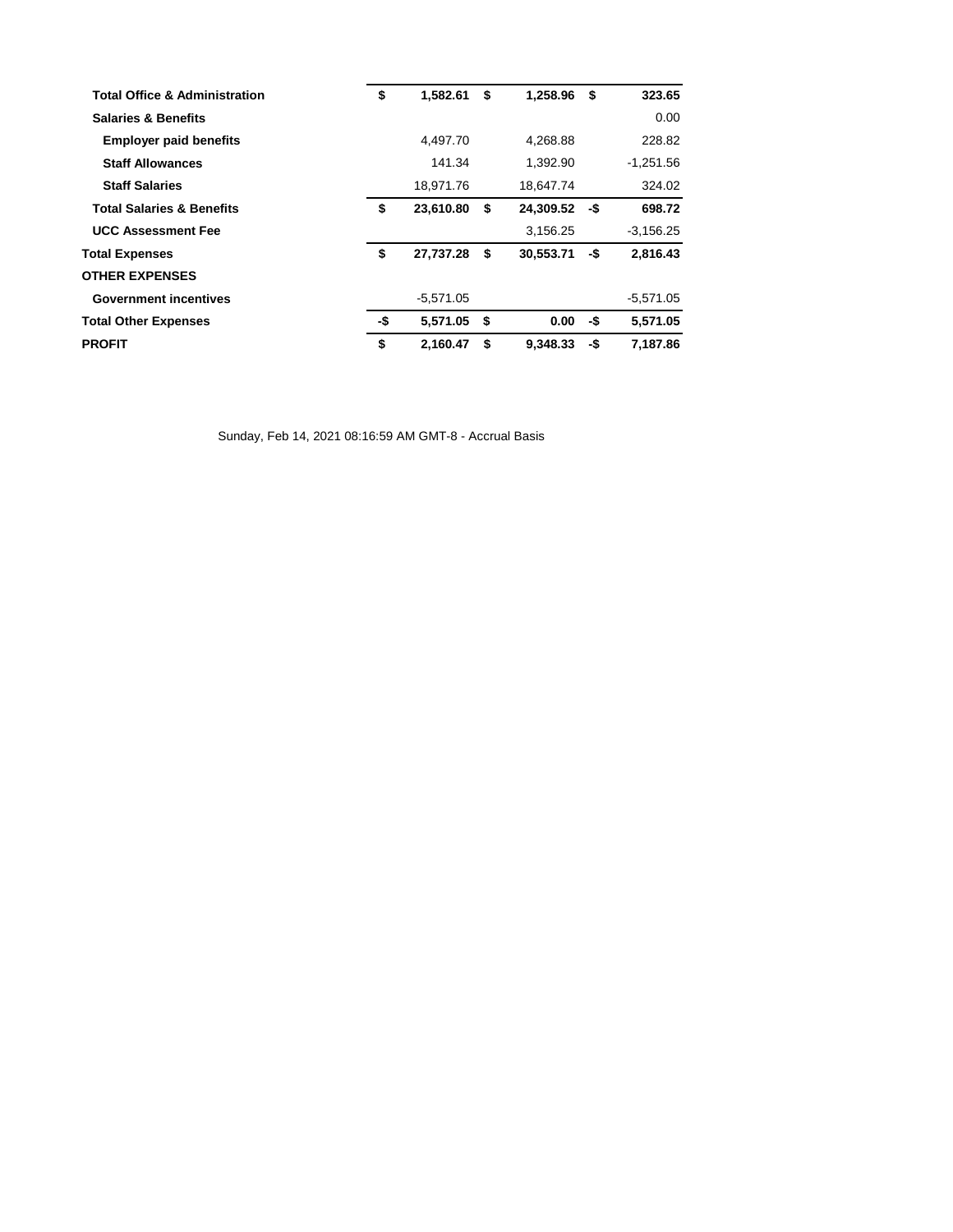| | | | |
|---|---|---|---|
| **Total Office & Administration** | **$ 1,582.61** | **$ 1,258.96** | **$ 323.65** |
| **Salaries & Benefits** | | | 0.00 |
| **Employer paid benefits** | 4,497.70 | 4,268.88 | 228.82 |
| **Staff Allowances** | 141.34 | 1,392.90 | -1,251.56 |
| **Staff Salaries** | 18,971.76 | 18,647.74 | 324.02 |
| **Total Salaries & Benefits** | **$ 23,610.80** | **$ 24,309.52** | **-$ 698.72** |
| **UCC Assessment Fee** | | 3,156.25 | -3,156.25 |
| **Total Expenses** | **$ 27,737.28** | **$ 30,553.71** | **-$ 2,816.43** |
| **OTHER EXPENSES** | | | |
| **Government incentives** | -5,571.05 | | -5,571.05 |
| **Total Other Expenses** | **-$ 5,571.05** | **$ 0.00** | **-$ 5,571.05** |
| **PROFIT** | **$ 2,160.47** | **$ 9,348.33** | **-$ 7,187.86** |

Sunday, Feb 14, 2021 08:16:59 AM GMT-8 - Accrual Basis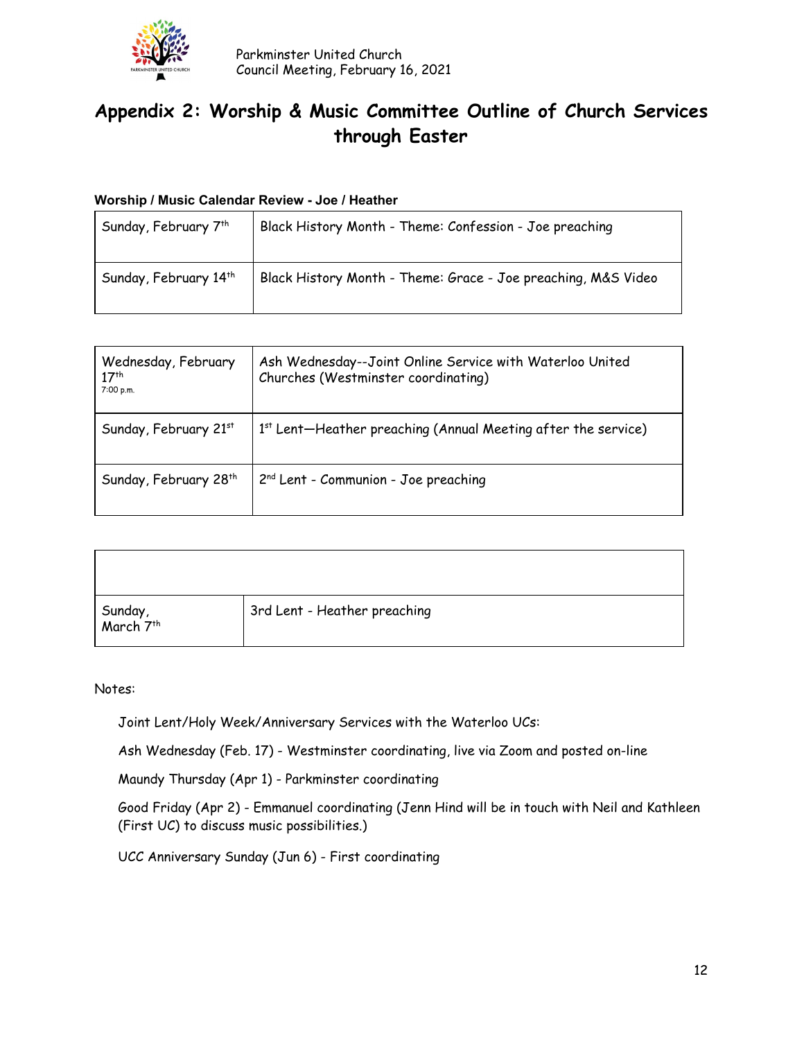# Appendix 2: Worship & Music Committee Outline of Church Services through Easter

**Worship / Music Calendar Review - Joe / Heather**

| | |
|---|---|
| Sunday, February 7th | Black History Month - Theme: Confession - Joe preaching |
| Sunday, February 14th | Black History Month - Theme: Grace - Joe preaching, M&S Video |

| | |
|---|---|
| Wednesday, February 17th 7:00 p.m. | Ash Wednesday--Joint Online Service with Waterloo United Churches (Westminster coordinating) |
| Sunday, February 21st | 1st Lent—Heather preaching (Annual Meeting after the service) |
| Sunday, February 28th | 2nd Lent - Communion - Joe preaching |

| | |
|---|---|
| | |
| Sunday, March 7th | 3rd Lent - Heather preaching |

Notes:

Joint Lent/Holy Week/Anniversary Services with the Waterloo UCs:

Ash Wednesday (Feb. 17) - Westminster coordinating, live via Zoom and posted on-line

Maundy Thursday (Apr 1) - Parkminster coordinating

Good Friday (Apr 2) - Emmanuel coordinating (Jenn Hind will be in touch with Neil and Kathleen (First UC) to discuss music possibilities.)

UCC Anniversary Sunday (Jun 6) - First coordinating